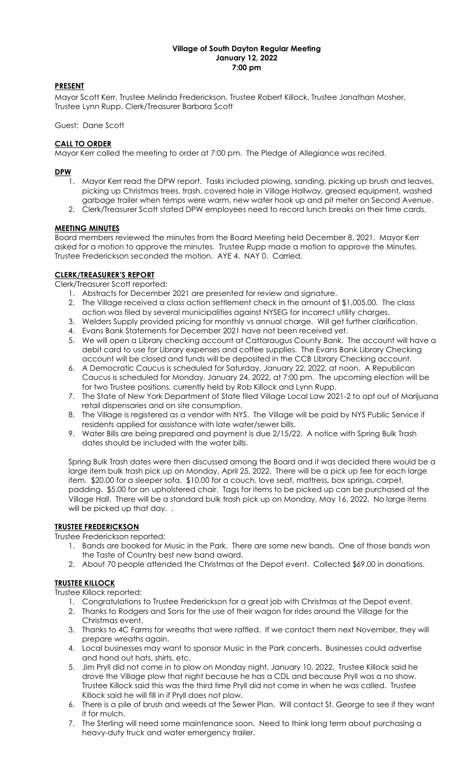**Village of South Dayton Regular Meeting**
**January 12, 2022**
**7:00 pm**

## PRESENT

Mayor Scott Kerr, Trustee Melinda Frederickson, Trustee Robert Killock, Trustee Jonathan Mosher, Trustee Lynn Rupp, Clerk/Treasurer Barbara Scott

Guest: Dane Scott

## CALL TO ORDER

Mayor Kerr called the meeting to order at 7:00 pm. The Pledge of Allegiance was recited.

## DPW

1. Mayor Kerr read the DPW report. Tasks included plowing, sanding, picking up brush and leaves, picking up Christmas trees, trash, covered hole in Village Hallway, greased equipment, washed garbage trailer when temps were warm, new water hook up and pit meter on Second Avenue.
2. Clerk/Treasurer Scott stated DPW employees need to record lunch breaks on their time cards.

## MEETING MINUTES

Board members reviewed the minutes from the Board Meeting held December 8, 2021. Mayor Kerr asked for a motion to approve the minutes. Trustee Rupp made a motion to approve the Minutes. Trustee Frederickson seconded the motion. AYE 4. NAY 0. Carried.

## CLERK/TREASURER'S REPORT

Clerk/Treasurer Scott reported:

1. Abstracts for December 2021 are presented for review and signature.
2. The Village received a class action settlement check in the amount of $1,005.00. The class action was filed by several municipalities against NYSEG for incorrect utility charges.
3. Welders Supply provided pricing for monthly vs annual charge. Will get further clarification.
4. Evans Bank Statements for December 2021 have not been received yet.
5. We will open a Library checking account at Cattaraugus County Bank. The account will have a debit card to use for Library expenses and coffee supplies. The Evans Bank Library Checking account will be closed and funds will be deposited in the CCB Library Checking account.
6. A Democratic Caucus is scheduled for Saturday, January 22, 2022, at noon. A Republican Caucus is scheduled for Monday, January 24, 2022, at 7:00 pm. The upcoming election will be for two Trustee positions, currently held by Rob Killock and Lynn Rupp.
7. The State of New York Department of State filed Village Local Law 2021-2 to opt out of Marijuana retail dispensaries and on site consumption.
8. The Village is registered as a vendor with NYS. The Village will be paid by NYS Public Service if residents applied for assistance with late water/sewer bills.
9. Water Bills are being prepared and payment is due 2/15/22. A notice with Spring Bulk Trash dates should be included with the water bills.

Spring Bulk Trash dates were then discussed among the Board and it was decided there would be a large item bulk trash pick up on Monday, April 25, 2022. There will be a pick up fee for each large item. $20.00 for a sleeper sofa. $10.00 for a couch, love seat, mattress, box springs, carpet, padding. $5.00 for an upholstered chair. Tags for items to be picked up can be purchased at the Village Hall. There will be a standard bulk trash pick up on Monday, May 16, 2022. No large items will be picked up that day. .

## TRUSTEE FREDERICKSON

Trustee Frederickson reported:

1. Bands are booked for Music in the Park. There are some new bands. One of those bands won the Taste of Country best new band award.
2. About 70 people attended the Christmas at the Depot event. Collected $69.00 in donations.

## TRUSTEE KILLOCK

Trustee Killock reported:

1. Congratulations to Trustee Frederickson for a great job with Christmas at the Depot event.
2. Thanks to Rodgers and Sons for the use of their wagon for rides around the Village for the Christmas event.
3. Thanks to 4C Farms for wreaths that were raffled. If we contact them next November, they will prepare wreaths again.
4. Local businesses may want to sponsor Music in the Park concerts. Businesses could advertise and hand out hats, shirts, etc.
5. Jim Pryll did not come in to plow on Monday night, January 10, 2022. Trustee Killock said he drove the Village plow that night because he has a CDL and because Pryll was a no show. Trustee Killock said this was the third time Pryll did not come in when he was called. Trustee Killock said he will fill in if Pryll does not plow.
6. There is a pile of brush and weeds at the Sewer Plan. Will contact St. George to see if they want it for mulch.
7. The Sterling will need some maintenance soon. Need to think long term about purchasing a heavy-duty truck and water emergency trailer.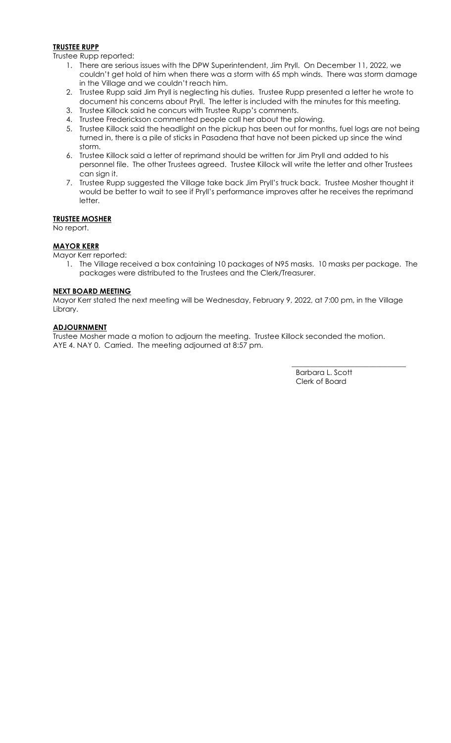**TRUSTEE RUPP**

Trustee Rupp reported:

1. There are serious issues with the DPW Superintendent, Jim Pryll. On December 11, 2022, we couldn't get hold of him when there was a storm with 65 mph winds. There was storm damage in the Village and we couldn't reach him.
2. Trustee Rupp said Jim Pryll is neglecting his duties. Trustee Rupp presented a letter he wrote to document his concerns about Pryll. The letter is included with the minutes for this meeting.
3. Trustee Killock said he concurs with Trustee Rupp's comments.
4. Trustee Frederickson commented people call her about the plowing.
5. Trustee Killock said the headlight on the pickup has been out for months, fuel logs are not being turned in, there is a pile of sticks in Pasadena that have not been picked up since the wind storm.
6. Trustee Killock said a letter of reprimand should be written for Jim Pryll and added to his personnel file. The other Trustees agreed. Trustee Killock will write the letter and other Trustees can sign it.
7. Trustee Rupp suggested the Village take back Jim Pryll's truck back. Trustee Mosher thought it would be better to wait to see if Pryll's performance improves after he receives the reprimand letter.

**TRUSTEE MOSHER**

No report.

**MAYOR KERR**

Mayor Kerr reported:

1. The Village received a box containing 10 packages of N95 masks. 10 masks per package. The packages were distributed to the Trustees and the Clerk/Treasurer.

**NEXT BOARD MEETING**

Mayor Kerr stated the next meeting will be Wednesday, February 9, 2022, at 7:00 pm, in the Village Library.

**ADJOURNMENT**

Trustee Mosher made a motion to adjourn the meeting. Trustee Killock seconded the motion. AYE 4. NAY 0. Carried. The meeting adjourned at 8:57 pm.

\_\_\_\_\_\_\_\_\_\_\_\_\_\_\_\_\_\_\_\_\_\_\_\_\_\_\_\_\_\_

Barbara L. Scott
Clerk of Board